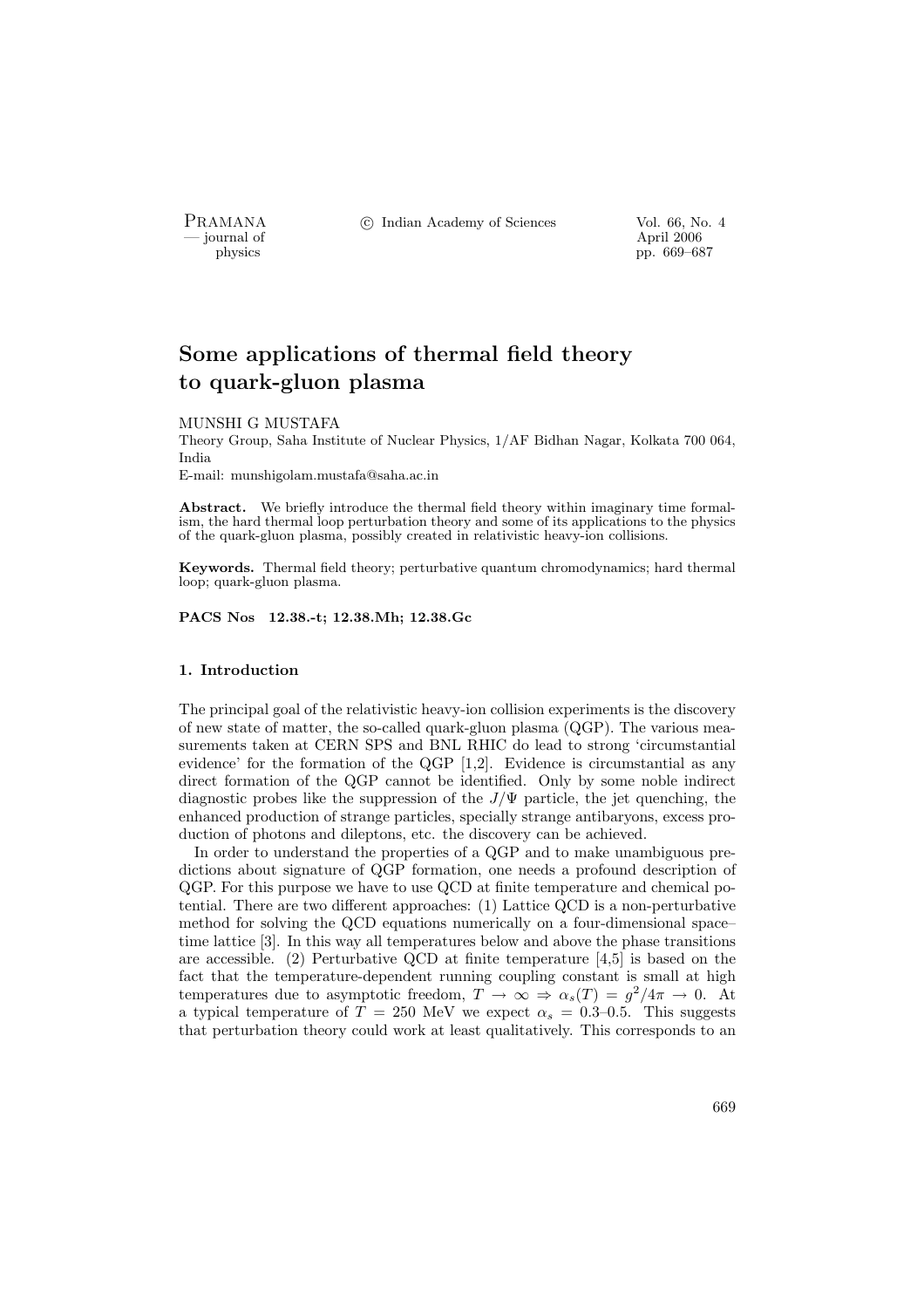# Some applications of thermal field theory to quark-gluon plasma

MUNSHI G MUSTAFA

Theory Group, Saha Institute of Nuclear Physics, 1/AF Bidhan Nagar, Kolkata 700 064, India

E-mail: munshigolam.mustafa@saha.ac.in

**Abstract.** We briefly introduce the thermal field theory within imaginary time formalism, the hard thermal loop perturbation theory and some of its applications to the physics of the quark-gluon plasma, possibly created in relativistic heavy-ion collisions.

**Keywords.** Thermal field theory; perturbative quantum chromodynamics; hard thermal loop; quark-gluon plasma.

**PACS Nos 12.38.-t; 12.38.Mh; 12.38.Gc**

### 1. Introduction

The principal goal of the relativistic heavy-ion collision experiments is the discovery of new state of matter, the so-called quark-gluon plasma (QGP). The various measurements taken at CERN SPS and BNL RHIC do lead to strong 'circumstantial evidence' for the formation of the QGP [1,2]. Evidence is circumstantial as any direct formation of the QGP cannot be identified. Only by some noble indirect diagnostic probes like the suppression of the $J/\Psi$ particle, the jet quenching, the enhanced production of strange particles, specially strange antibaryons, excess production of photons and dileptons, etc. the discovery can be achieved.

In order to understand the properties of a QGP and to make unambiguous predictions about signature of QGP formation, one needs a profound description of QGP. For this purpose we have to use QCD at finite temperature and chemical potential. There are two different approaches: (1) Lattice QCD is a non-perturbative method for solving the QCD equations numerically on a four-dimensional space–time lattice [3]. In this way all temperatures below and above the phase transitions are accessible. (2) Perturbative QCD at finite temperature [4,5] is based on the fact that the temperature-dependent running coupling constant is small at high temperatures due to asymptotic freedom, $T \to \infty \Rightarrow \alpha_s(T) = g^2/4\pi \to 0$. At a typical temperature of $T = 250$ MeV we expect $\alpha_s = 0.3$–$0.5$. This suggests that perturbation theory could work at least qualitatively. This corresponds to an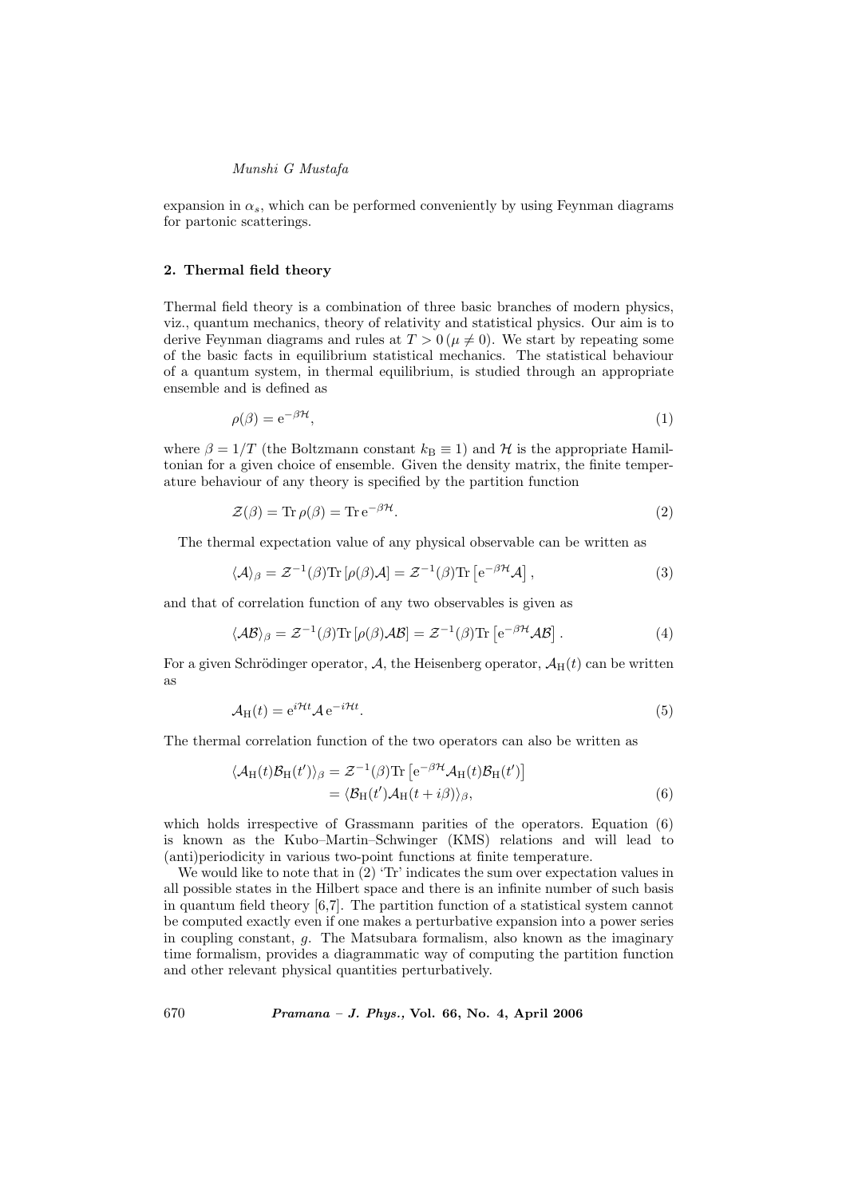expansion in $\alpha_s$, which can be performed conveniently by using Feynman diagrams for partonic scatterings.

## 2. Thermal field theory

Thermal field theory is a combination of three basic branches of modern physics, viz., quantum mechanics, theory of relativity and statistical physics. Our aim is to derive Feynman diagrams and rules at $T > 0\,(\mu \neq 0)$. We start by repeating some of the basic facts in equilibrium statistical mechanics. The statistical behaviour of a quantum system, in thermal equilibrium, is studied through an appropriate ensemble and is defined as

$$\rho(\beta) = \mathrm{e}^{-\beta\mathcal{H}}, \tag{1}$$

where $\beta = 1/T$ (the Boltzmann constant $k_{\mathrm{B}} \equiv 1$) and $\mathcal{H}$ is the appropriate Hamiltonian for a given choice of ensemble. Given the density matrix, the finite temperature behaviour of any theory is specified by the partition function

$$\mathcal{Z}(\beta) = \mathrm{Tr}\,\rho(\beta) = \mathrm{Tr}\,\mathrm{e}^{-\beta\mathcal{H}}. \tag{2}$$

The thermal expectation value of any physical observable can be written as

$$\langle\mathcal{A}\rangle_\beta = \mathcal{Z}^{-1}(\beta)\mathrm{Tr}\left[\rho(\beta)\mathcal{A}\right] = \mathcal{Z}^{-1}(\beta)\mathrm{Tr}\left[\mathrm{e}^{-\beta\mathcal{H}}\mathcal{A}\right], \tag{3}$$

and that of correlation function of any two observables is given as

$$\langle\mathcal{A}\mathcal{B}\rangle_\beta = \mathcal{Z}^{-1}(\beta)\mathrm{Tr}\left[\rho(\beta)\mathcal{A}\mathcal{B}\right] = \mathcal{Z}^{-1}(\beta)\mathrm{Tr}\left[\mathrm{e}^{-\beta\mathcal{H}}\mathcal{A}\mathcal{B}\right]. \tag{4}$$

For a given Schrödinger operator, $\mathcal{A}$, the Heisenberg operator, $\mathcal{A}_{\mathrm{H}}(t)$ can be written as

$$\mathcal{A}_{\mathrm{H}}(t) = \mathrm{e}^{i\mathcal{H}t}\mathcal{A}\,\mathrm{e}^{-i\mathcal{H}t}. \tag{5}$$

The thermal correlation function of the two operators can also be written as

$$\begin{aligned}\langle\mathcal{A}_{\mathrm{H}}(t)\mathcal{B}_{\mathrm{H}}(t')\rangle_\beta &= \mathcal{Z}^{-1}(\beta)\mathrm{Tr}\left[\mathrm{e}^{-\beta\mathcal{H}}\mathcal{A}_{\mathrm{H}}(t)\mathcal{B}_{\mathrm{H}}(t')\right] \\ &= \langle\mathcal{B}_{\mathrm{H}}(t')\mathcal{A}_{\mathrm{H}}(t+i\beta)\rangle_\beta,\end{aligned} \tag{6}$$

which holds irrespective of Grassmann parities of the operators. Equation (6) is known as the Kubo–Martin–Schwinger (KMS) relations and will lead to (anti)periodicity in various two-point functions at finite temperature.

We would like to note that in (2) 'Tr' indicates the sum over expectation values in all possible states in the Hilbert space and there is an infinite number of such basis in quantum field theory [6,7]. The partition function of a statistical system cannot be computed exactly even if one makes a perturbative expansion into a power series in coupling constant, $g$. The Matsubara formalism, also known as the imaginary time formalism, provides a diagrammatic way of computing the partition function and other relevant physical quantities perturbatively.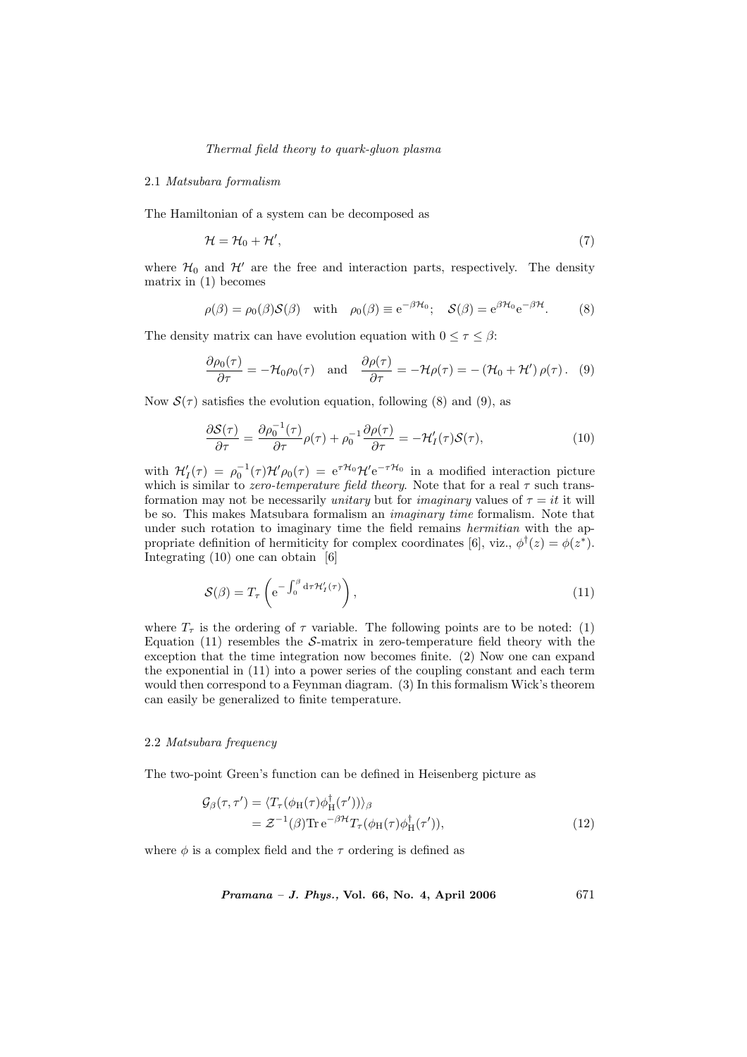### 2.1 *Matsubara formalism*

The Hamiltonian of a system can be decomposed as

$$\mathcal{H} = \mathcal{H}_0 + \mathcal{H}', \tag{7}$$

where $\mathcal{H}_0$ and $\mathcal{H}'$ are the free and interaction parts, respectively. The density matrix in (1) becomes

$$\rho(\beta) = \rho_0(\beta)\mathcal{S}(\beta) \quad \text{with} \quad \rho_0(\beta) \equiv \mathrm{e}^{-\beta\mathcal{H}_0}; \quad \mathcal{S}(\beta) = \mathrm{e}^{\beta\mathcal{H}_0}\mathrm{e}^{-\beta\mathcal{H}}. \tag{8}$$

The density matrix can have evolution equation with $0 \leq \tau \leq \beta$:

$$\frac{\partial \rho_0(\tau)}{\partial \tau} = -\mathcal{H}_0\rho_0(\tau) \quad \text{and} \quad \frac{\partial \rho(\tau)}{\partial \tau} = -\mathcal{H}\rho(\tau) = -\left(\mathcal{H}_0 + \mathcal{H}'\right)\rho(\tau). \tag{9}$$

Now $\mathcal{S}(\tau)$ satisfies the evolution equation, following (8) and (9), as

$$\frac{\partial \mathcal{S}(\tau)}{\partial \tau} = \frac{\partial \rho_0^{-1}(\tau)}{\partial \tau}\rho(\tau) + \rho_0^{-1}\frac{\partial \rho(\tau)}{\partial \tau} = -\mathcal{H}_I'(\tau)\mathcal{S}(\tau), \tag{10}$$

with $\mathcal{H}_I'(\tau) = \rho_0^{-1}(\tau)\mathcal{H}'\rho_0(\tau) = \mathrm{e}^{\tau\mathcal{H}_0}\mathcal{H}'\mathrm{e}^{-\tau\mathcal{H}_0}$ in a modified interaction picture which is similar to *zero-temperature field theory.* Note that for a real $\tau$ such transformation may not be necessarily *unitary* but for *imaginary* values of $\tau = it$ it will be so. This makes Matsubara formalism an *imaginary time* formalism. Note that under such rotation to imaginary time the field remains *hermitian* with the appropriate definition of hermiticity for complex coordinates [6], viz., $\phi^\dagger(z) = \phi(z^*)$. Integrating (10) one can obtain [6]

$$\mathcal{S}(\beta) = T_\tau\left(\mathrm{e}^{-\int_0^\beta \mathrm{d}\tau\,\mathcal{H}_I'(\tau)}\right), \tag{11}$$

where $T_\tau$ is the ordering of $\tau$ variable. The following points are to be noted: (1) Equation (11) resembles the $\mathcal{S}$-matrix in zero-temperature field theory with the exception that the time integration now becomes finite. (2) Now one can expand the exponential in (11) into a power series of the coupling constant and each term would then correspond to a Feynman diagram. (3) In this formalism Wick's theorem can easily be generalized to finite temperature.

### 2.2 *Matsubara frequency*

The two-point Green's function can be defined in Heisenberg picture as

$$\begin{aligned}
\mathcal{G}_\beta(\tau, \tau') &= \langle T_\tau(\phi_\mathrm{H}(\tau)\phi_\mathrm{H}^\dagger(\tau'))\rangle_\beta \\
&= \mathcal{Z}^{-1}(\beta)\mathrm{Tr}\,\mathrm{e}^{-\beta\mathcal{H}}T_\tau(\phi_\mathrm{H}(\tau)\phi_\mathrm{H}^\dagger(\tau')),
\end{aligned} \tag{12}$$

where $\phi$ is a complex field and the $\tau$ ordering is defined as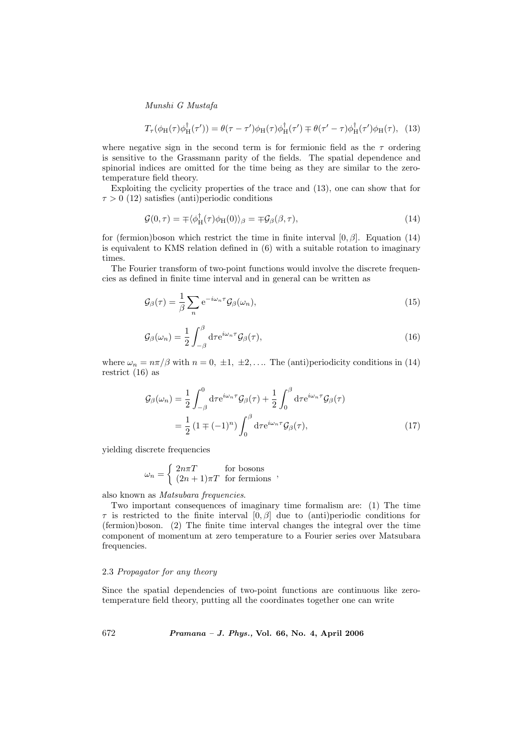$$T_\tau(\phi_{\rm H}(\tau)\phi^\dagger_{\rm H}(\tau')) = \theta(\tau-\tau')\phi_{\rm H}(\tau)\phi^\dagger_{\rm H}(\tau') \mp \theta(\tau'-\tau)\phi^\dagger_{\rm H}(\tau')\phi_{\rm H}(\tau), \quad (13)$$

where negative sign in the second term is for fermionic field as the $\tau$ ordering is sensitive to the Grassmann parity of the fields. The spatial dependence and spinorial indices are omitted for the time being as they are similar to the zero-temperature field theory.

Exploiting the cyclicity properties of the trace and (13), one can show that for $\tau > 0$ (12) satisfies (anti)periodic conditions

$$\mathcal{G}(0,\tau) = \mp\langle\phi^\dagger_{\rm H}(\tau)\phi_{\rm H}(0)\rangle_\beta = \mp\mathcal{G}_\beta(\beta,\tau), \quad (14)$$

for (fermion)boson which restrict the time in finite interval $[0,\beta]$. Equation (14) is equivalent to KMS relation defined in (6) with a suitable rotation to imaginary times.

The Fourier transform of two-point functions would involve the discrete frequencies as defined in finite time interval and in general can be written as

$$\mathcal{G}_\beta(\tau) = \frac{1}{\beta}\sum_n {\rm e}^{-i\omega_n\tau}\mathcal{G}_\beta(\omega_n), \quad (15)$$

$$\mathcal{G}_\beta(\omega_n) = \frac{1}{2}\int_{-\beta}^{\beta}{\rm d}\tau {\rm e}^{i\omega_n\tau}\mathcal{G}_\beta(\tau), \quad (16)$$

where $\omega_n = n\pi/\beta$ with $n = 0,\ \pm1,\ \pm2,\ldots$. The (anti)periodicity conditions in (14) restrict (16) as

$$\begin{aligned}\mathcal{G}_\beta(\omega_n) &= \frac{1}{2}\int_{-\beta}^{0}{\rm d}\tau {\rm e}^{i\omega_n\tau}\mathcal{G}_\beta(\tau) + \frac{1}{2}\int_{0}^{\beta}{\rm d}\tau {\rm e}^{i\omega_n\tau}\mathcal{G}_\beta(\tau) \\ &= \frac{1}{2}\left(1\mp(-1)^n\right)\int_0^\beta {\rm d}\tau {\rm e}^{i\omega_n\tau}\mathcal{G}_\beta(\tau), \end{aligned} \quad (17)$$

yielding discrete frequencies

$$\omega_n = \begin{cases} 2n\pi T & \text{for bosons} \\ (2n+1)\pi T & \text{for fermions} \end{cases},$$

also known as *Matsubara frequencies*.

Two important consequences of imaginary time formalism are: (1) The time $\tau$ is restricted to the finite interval $[0,\beta]$ due to (anti)periodic conditions for (fermion)boson. (2) The finite time interval changes the integral over the time component of momentum at zero temperature to a Fourier series over Matsubara frequencies.

### 2.3 *Propagator for any theory*

Since the spatial dependencies of two-point functions are continuous like zero-temperature field theory, putting all the coordinates together one can write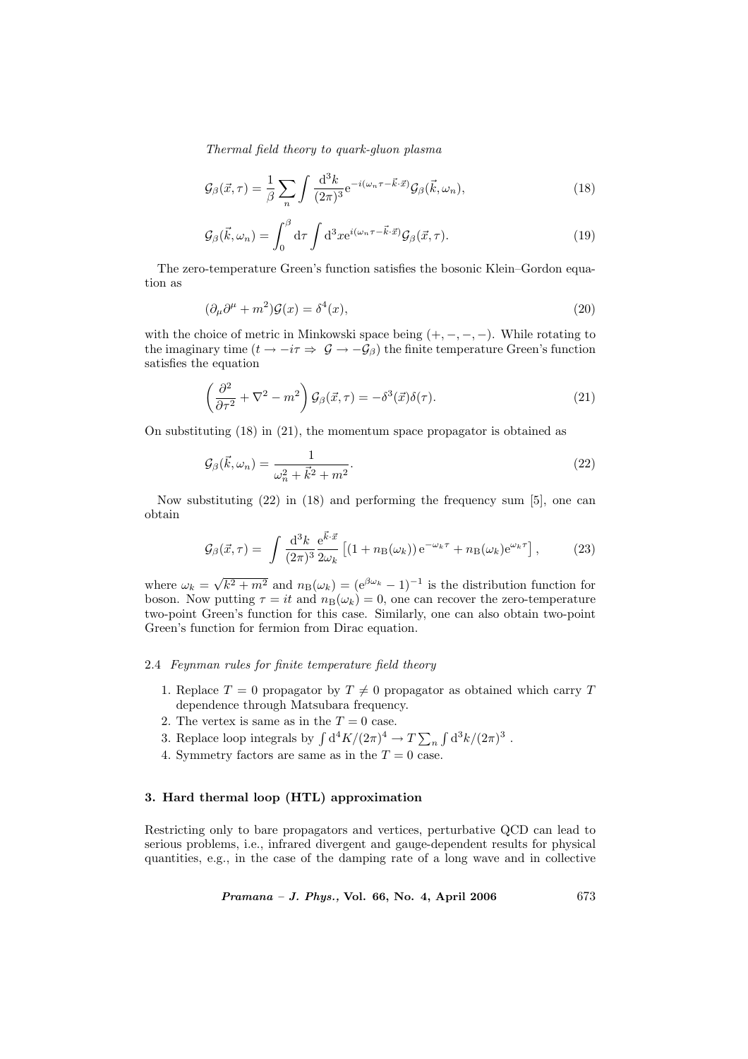$$\mathcal{G}_\beta(\vec{x},\tau) = \frac{1}{\beta}\sum_n \int \frac{\mathrm{d}^3k}{(2\pi)^3} \mathrm{e}^{-i(\omega_n\tau - \vec{k}\cdot\vec{x})}\mathcal{G}_\beta(\vec{k},\omega_n), \tag{18}$$

$$\mathcal{G}_\beta(\vec{k},\omega_n) = \int_0^\beta \mathrm{d}\tau \int \mathrm{d}^3x \mathrm{e}^{i(\omega_n\tau - \vec{k}\cdot\vec{x})}\mathcal{G}_\beta(\vec{x},\tau). \tag{19}$$

The zero-temperature Green's function satisfies the bosonic Klein–Gordon equation as

$$(\partial_\mu\partial^\mu + m^2)\mathcal{G}(x) = \delta^4(x), \tag{20}$$

with the choice of metric in Minkowski space being $(+,-,-,-)$. While rotating to the imaginary time ($t \to -i\tau \Rightarrow \mathcal{G} \to -\mathcal{G}_\beta$) the finite temperature Green's function satisfies the equation

$$\left(\frac{\partial^2}{\partial\tau^2} + \nabla^2 - m^2\right)\mathcal{G}_\beta(\vec{x},\tau) = -\delta^3(\vec{x})\delta(\tau). \tag{21}$$

On substituting (18) in (21), the momentum space propagator is obtained as

$$\mathcal{G}_\beta(\vec{k},\omega_n) = \frac{1}{\omega_n^2 + \vec{k}^2 + m^2}. \tag{22}$$

Now substituting (22) in (18) and performing the frequency sum [5], one can obtain

$$\mathcal{G}_\beta(\vec{x},\tau) = \int \frac{\mathrm{d}^3k}{(2\pi)^3}\frac{\mathrm{e}^{\vec{k}\cdot\vec{x}}}{2\omega_k}\left[(1+n_\mathrm{B}(\omega_k))\,\mathrm{e}^{-\omega_k\tau} + n_\mathrm{B}(\omega_k)\mathrm{e}^{\omega_k\tau}\right], \tag{23}$$

where $\omega_k = \sqrt{k^2+m^2}$ and $n_\mathrm{B}(\omega_k) = (\mathrm{e}^{\beta\omega_k} - 1)^{-1}$ is the distribution function for boson. Now putting $\tau = it$ and $n_\mathrm{B}(\omega_k) = 0$, one can recover the zero-temperature two-point Green's function for this case. Similarly, one can also obtain two-point Green's function for fermion from Dirac equation.

### 2.4 *Feynman rules for finite temperature field theory*

1. Replace $T = 0$ propagator by $T \neq 0$ propagator as obtained which carry $T$ dependence through Matsubara frequency.
2. The vertex is same as in the $T = 0$ case.
3. Replace loop integrals by $\int \mathrm{d}^4K/(2\pi)^4 \to T\sum_n \int \mathrm{d}^3k/(2\pi)^3$ .
4. Symmetry factors are same as in the $T = 0$ case.

## 3. Hard thermal loop (HTL) approximation

Restricting only to bare propagators and vertices, perturbative QCD can lead to serious problems, i.e., infrared divergent and gauge-dependent results for physical quantities, e.g., in the case of the damping rate of a long wave and in collective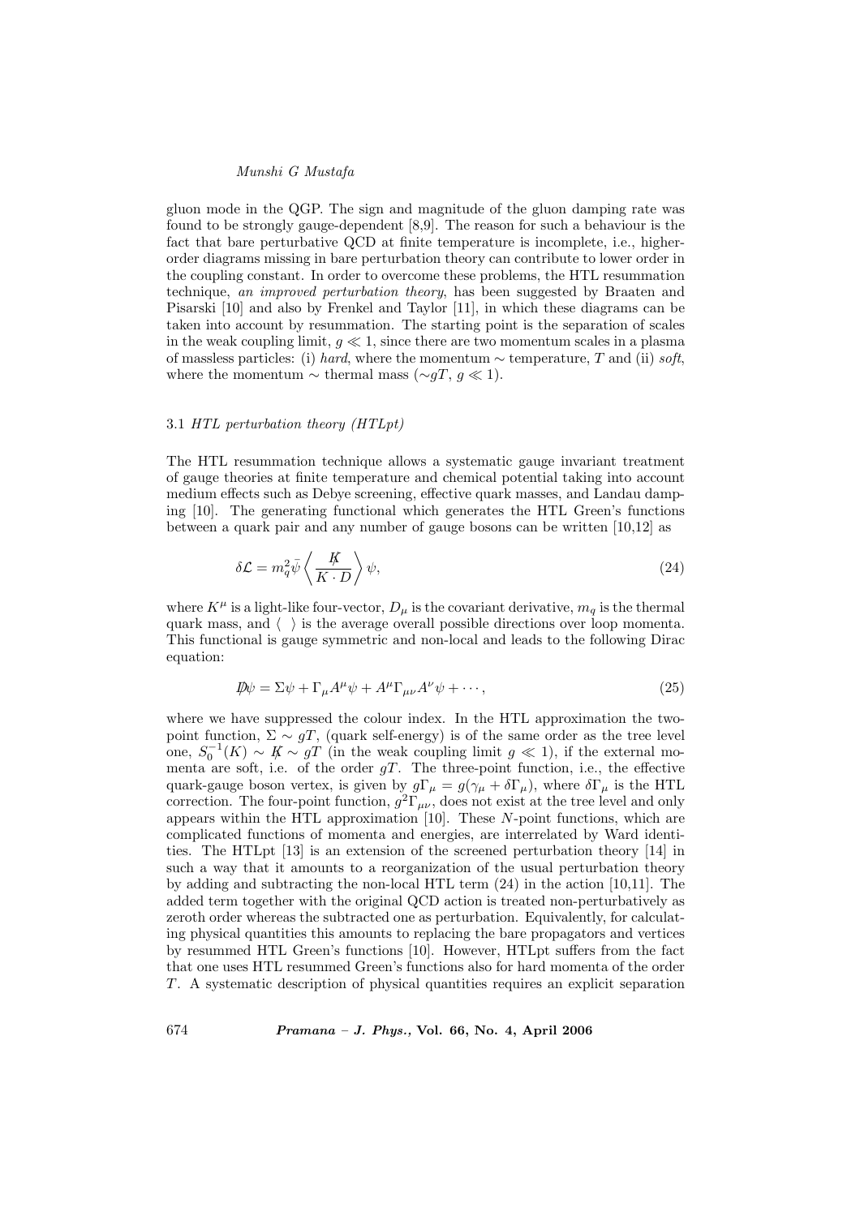gluon mode in the QGP. The sign and magnitude of the gluon damping rate was found to be strongly gauge-dependent [8,9]. The reason for such a behaviour is the fact that bare perturbative QCD at finite temperature is incomplete, i.e., higher-order diagrams missing in bare perturbation theory can contribute to lower order in the coupling constant. In order to overcome these problems, the HTL resummation technique, *an improved perturbation theory*, has been suggested by Braaten and Pisarski [10] and also by Frenkel and Taylor [11], in which these diagrams can be taken into account by resummation. The starting point is the separation of scales in the weak coupling limit, $g \ll 1$, since there are two momentum scales in a plasma of massless particles: (i) *hard*, where the momentum $\sim$ temperature, $T$ and (ii) *soft*, where the momentum $\sim$ thermal mass ($\sim gT$, $g \ll 1$).

### 3.1 *HTL perturbation theory (HTLpt)*

The HTL resummation technique allows a systematic gauge invariant treatment of gauge theories at finite temperature and chemical potential taking into account medium effects such as Debye screening, effective quark masses, and Landau damping [10]. The generating functional which generates the HTL Green's functions between a quark pair and any number of gauge bosons can be written [10,12] as

$$\delta\mathcal{L} = m_q^2 \bar{\psi} \left\langle \frac{\not{K}}{K \cdot D} \right\rangle \psi, \tag{24}$$

where $K^\mu$ is a light-like four-vector, $D_\mu$ is the covariant derivative, $m_q$ is the thermal quark mass, and $\langle \ \ \rangle$ is the average overall possible directions over loop momenta. This functional is gauge symmetric and non-local and leads to the following Dirac equation:

$$\not{D}\psi = \Sigma\psi + \Gamma_\mu A^\mu \psi + A^\mu \Gamma_{\mu\nu} A^\nu \psi + \cdots, \tag{25}$$

where we have suppressed the colour index. In the HTL approximation the two-point function, $\Sigma \sim gT$, (quark self-energy) is of the same order as the tree level one, $S_0^{-1}(K) \sim \not{K} \sim gT$ (in the weak coupling limit $g \ll 1$), if the external momenta are soft, i.e. of the order $gT$. The three-point function, i.e., the effective quark-gauge boson vertex, is given by $g\Gamma_\mu = g(\gamma_\mu + \delta\Gamma_\mu)$, where $\delta\Gamma_\mu$ is the HTL correction. The four-point function, $g^2\Gamma_{\mu\nu}$, does not exist at the tree level and only appears within the HTL approximation [10]. These $N$-point functions, which are complicated functions of momenta and energies, are interrelated by Ward identities. The HTLpt [13] is an extension of the screened perturbation theory [14] in such a way that it amounts to a reorganization of the usual perturbation theory by adding and subtracting the non-local HTL term (24) in the action [10,11]. The added term together with the original QCD action is treated non-perturbatively as zeroth order whereas the subtracted one as perturbation. Equivalently, for calculating physical quantities this amounts to replacing the bare propagators and vertices by resummed HTL Green's functions [10]. However, HTLpt suffers from the fact that one uses HTL resummed Green's functions also for hard momenta of the order $T$. A systematic description of physical quantities requires an explicit separation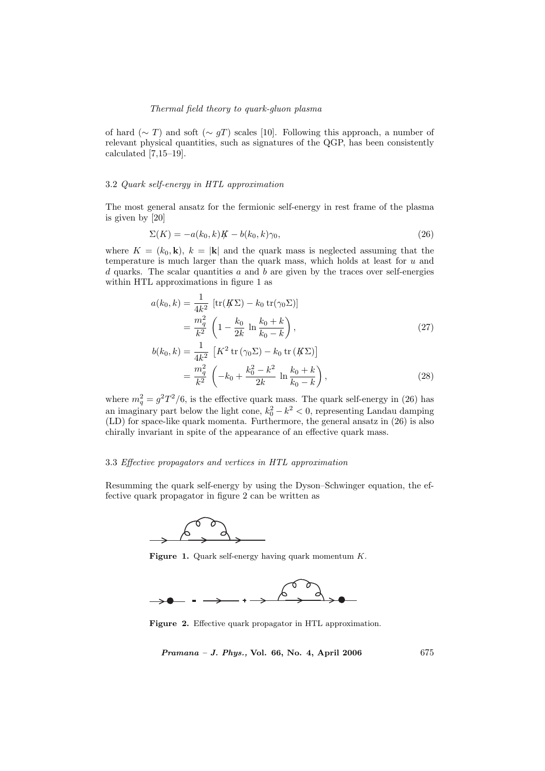of hard ($\sim T$) and soft ($\sim gT$) scales [10]. Following this approach, a number of relevant physical quantities, such as signatures of the QGP, has been consistently calculated [7,15–19].

### 3.2 *Quark self-energy in HTL approximation*

The most general ansatz for the fermionic self-energy in rest frame of the plasma is given by [20]

$$\Sigma(K) = -a(k_0, k)\not{K} - b(k_0, k)\gamma_0, \tag{26}$$

where $K = (k_0, \mathbf{k})$, $k = |\mathbf{k}|$ and the quark mass is neglected assuming that the temperature is much larger than the quark mass, which holds at least for $u$ and $d$ quarks. The scalar quantities $a$ and $b$ are given by the traces over self-energies within HTL approximations in figure 1 as

$$a(k_0, k) = \frac{1}{4k^2}\left[\mathrm{tr}(\not{K}\Sigma) - k_0\,\mathrm{tr}(\gamma_0\Sigma)\right] = \frac{m_q^2}{k^2}\left(1 - \frac{k_0}{2k}\ln\frac{k_0 + k}{k_0 - k}\right), \tag{27}$$

$$b(k_0, k) = \frac{1}{4k^2}\left[K^2\,\mathrm{tr}\,(\gamma_0\Sigma) - k_0\,\mathrm{tr}\,(\not{K}\Sigma)\right] = \frac{m_q^2}{k^2}\left(-k_0 + \frac{k_0^2 - k^2}{2k}\ln\frac{k_0 + k}{k_0 - k}\right), \tag{28}$$

where $m_q^2 = g^2T^2/6$, is the effective quark mass. The quark self-energy in (26) has an imaginary part below the light cone, $k_0^2 - k^2 < 0$, representing Landau damping (LD) for space-like quark momenta. Furthermore, the general ansatz in (26) is also chirally invariant in spite of the appearance of an effective quark mass.

### 3.3 *Effective propagators and vertices in HTL approximation*

Resumming the quark self-energy by using the Dyson–Schwinger equation, the effective quark propagator in figure 2 can be written as

**Figure 1.** Quark self-energy having quark momentum $K$.

**Figure 2.** Effective quark propagator in HTL approximation.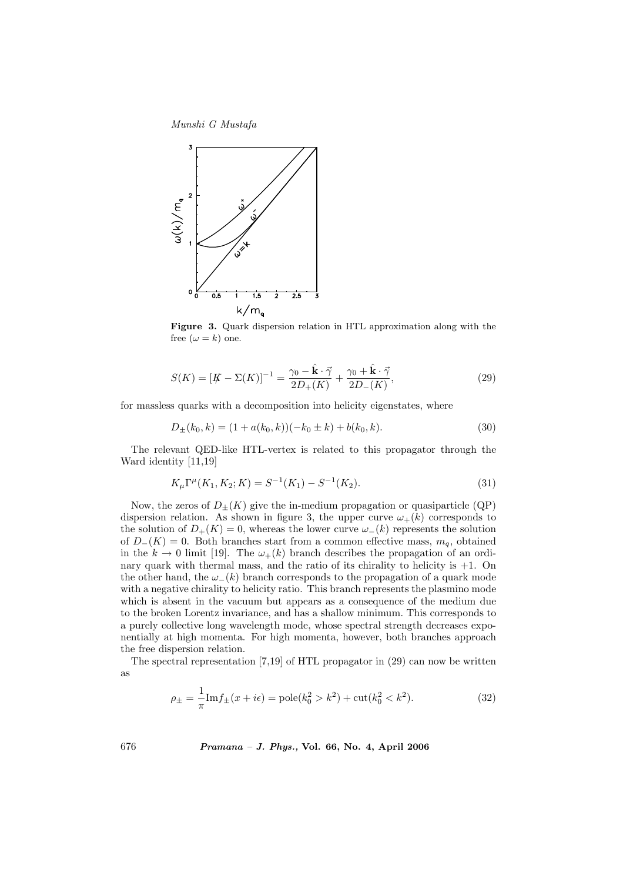**Figure 3.** Quark dispersion relation in HTL approximation along with the free ($\omega = k$) one.

$$S(K) = [\not{K} - \Sigma(K)]^{-1} = \frac{\gamma_0 - \hat{\mathbf{k}} \cdot \vec{\gamma}}{2D_+(K)} + \frac{\gamma_0 + \hat{\mathbf{k}} \cdot \vec{\gamma}}{2D_-(K)}, \tag{29}$$

for massless quarks with a decomposition into helicity eigenstates, where

$$D_\pm(k_0, k) = (1 + a(k_0, k))(-k_0 \pm k) + b(k_0, k). \tag{30}$$

The relevant QED-like HTL-vertex is related to this propagator through the Ward identity [11,19]

$$K_\mu \Gamma^\mu(K_1, K_2; K) = S^{-1}(K_1) - S^{-1}(K_2). \tag{31}$$

Now, the zeros of $D_\pm(K)$ give the in-medium propagation or quasiparticle (QP) dispersion relation. As shown in figure 3, the upper curve $\omega_+(k)$ corresponds to the solution of $D_+(K) = 0$, whereas the lower curve $\omega_-(k)$ represents the solution of $D_-(K) = 0$. Both branches start from a common effective mass, $m_q$, obtained in the $k \to 0$ limit [19]. The $\omega_+(k)$ branch describes the propagation of an ordinary quark with thermal mass, and the ratio of its chirality to helicity is $+1$. On the other hand, the $\omega_-(k)$ branch corresponds to the propagation of a quark mode with a negative chirality to helicity ratio. This branch represents the plasmino mode which is absent in the vacuum but appears as a consequence of the medium due to the broken Lorentz invariance, and has a shallow minimum. This corresponds to a purely collective long wavelength mode, whose spectral strength decreases exponentially at high momenta. For high momenta, however, both branches approach the free dispersion relation.

The spectral representation [7,19] of HTL propagator in (29) can now be written as

$$\rho_\pm = \frac{1}{\pi} \mathrm{Im} f_\pm(x + i\epsilon) = \mathrm{pole}(k_0^2 > k^2) + \mathrm{cut}(k_0^2 < k^2). \tag{32}$$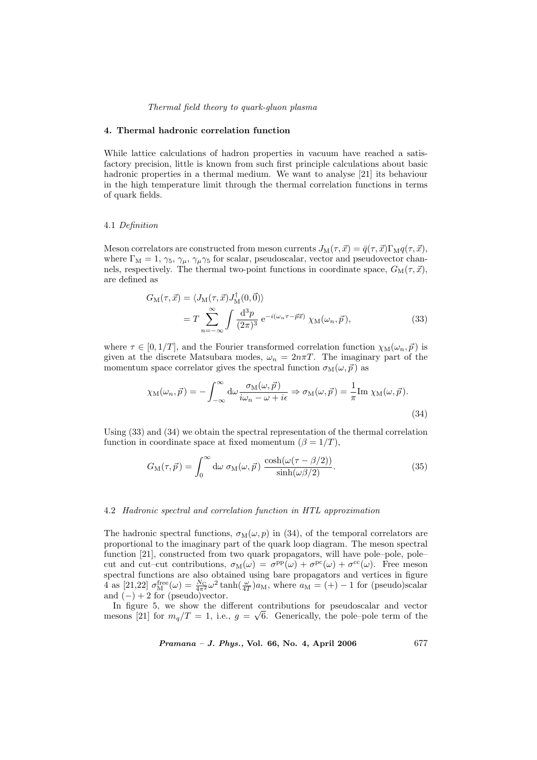## 4. Thermal hadronic correlation function

While lattice calculations of hadron properties in vacuum have reached a satisfactory precision, little is known from such first principle calculations about basic hadronic properties in a thermal medium. We want to analyse [21] its behaviour in the high temperature limit through the thermal correlation functions in terms of quark fields.

### 4.1 *Definition*

Meson correlators are constructed from meson currents $J_{\rm M}(\tau,\vec{x}) = \bar{q}(\tau,\vec{x})\Gamma_{\rm M} q(\tau,\vec{x})$, where $\Gamma_{\rm M} = 1, \gamma_5, \gamma_\mu, \gamma_\mu\gamma_5$ for scalar, pseudoscalar, vector and pseudovector channels, respectively. The thermal two-point functions in coordinate space, $G_{\rm M}(\tau,\vec{x})$, are defined as

$$
\begin{aligned}
G_{\rm M}(\tau,\vec{x}) &= \langle J_{\rm M}(\tau,\vec{x}) J_{\rm M}^{\dagger}(0,\vec{0})\rangle \\
&= T \sum_{n=-\infty}^{\infty} \int \frac{{\rm d}^3p}{(2\pi)^3}\, {\rm e}^{-i(\omega_n\tau - \vec{p}\vec{x})}\, \chi_{\rm M}(\omega_n,\vec{p}),
\end{aligned} \tag{33}
$$

where $\tau \in [0, 1/T]$, and the Fourier transformed correlation function $\chi_{\rm M}(\omega_n,\vec{p})$ is given at the discrete Matsubara modes, $\omega_n = 2n\pi T$. The imaginary part of the momentum space correlator gives the spectral function $\sigma_{\rm M}(\omega,\vec{p})$ as

$$
\chi_{\rm M}(\omega_n,\vec{p}) = -\int_{-\infty}^{\infty} {\rm d}\omega \frac{\sigma_{\rm M}(\omega,\vec{p})}{i\omega_n - \omega + i\epsilon} \Rightarrow \sigma_{\rm M}(\omega,\vec{p}) = \frac{1}{\pi}{\rm Im}\; \chi_{\rm M}(\omega,\vec{p}). \tag{34}
$$

Using (33) and (34) we obtain the spectral representation of the thermal correlation function in coordinate space at fixed momentum ($\beta = 1/T$),

$$
G_{\rm M}(\tau,\vec{p}) = \int_0^{\infty} {\rm d}\omega\; \sigma_{\rm M}(\omega,\vec{p})\; \frac{\cosh(\omega(\tau-\beta/2))}{\sinh(\omega\beta/2)}. \tag{35}
$$

### 4.2 *Hadronic spectral and correlation function in HTL approximation*

The hadronic spectral functions, $\sigma_{\rm M}(\omega,p)$ in (34), of the temporal correlators are proportional to the imaginary part of the quark loop diagram. The meson spectral function [21], constructed from two quark propagators, will have pole–pole, pole–cut and cut–cut contributions, $\sigma_{\rm M}(\omega) = \sigma^{\rm pp}(\omega) + \sigma^{\rm pc}(\omega) + \sigma^{\rm cc}(\omega)$. Free meson spectral functions are also obtained using bare propagators and vertices in figure 4 as [21,22] $\sigma_{\rm M}^{\rm free}(\omega) = \frac{N_{\rm C}}{4\pi^2}\omega^2 \tanh(\frac{\omega}{4T}) a_{\rm M}$, where $a_{\rm M} = (+) - 1$ for (pseudo)scalar and $(-) + 2$ for (pseudo)vector.

In figure 5, we show the different contributions for pseudoscalar and vector mesons [21] for $m_q/T = 1$, i.e., $g = \sqrt{6}$. Generically, the pole–pole term of the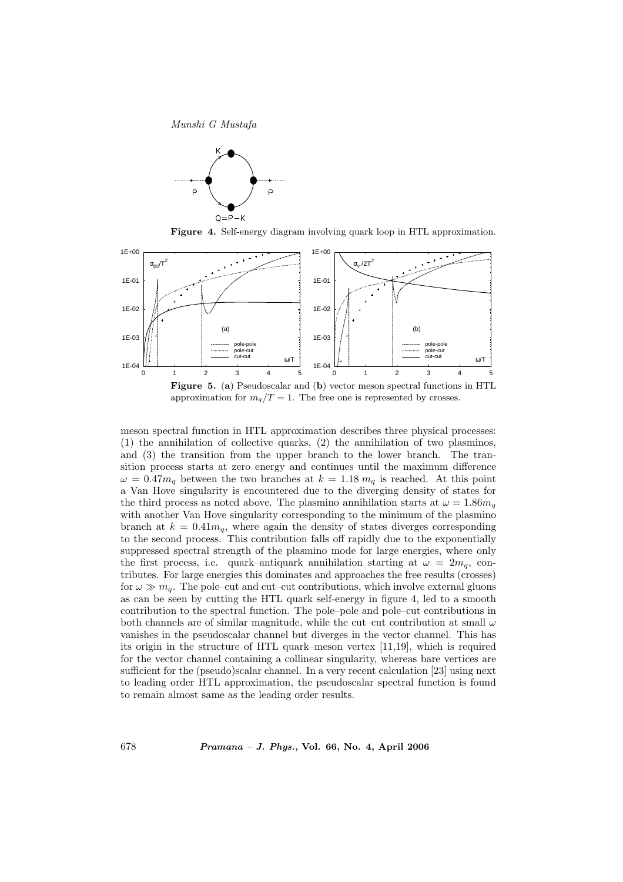**Figure 4.** Self-energy diagram involving quark loop in HTL approximation.

**Figure 5.** (**a**) Pseudoscalar and (**b**) vector meson spectral functions in HTL approximation for $m_q/T = 1$. The free one is represented by crosses.

meson spectral function in HTL approximation describes three physical processes: (1) the annihilation of collective quarks, (2) the annihilation of two plasminos, and (3) the transition from the upper branch to the lower branch. The transition process starts at zero energy and continues until the maximum difference $\omega = 0.47m_q$ between the two branches at $k = 1.18\, m_q$ is reached. At this point a Van Hove singularity is encountered due to the diverging density of states for the third process as noted above. The plasmino annihilation starts at $\omega = 1.86m_q$ with another Van Hove singularity corresponding to the minimum of the plasmino branch at $k = 0.41m_q$, where again the density of states diverges corresponding to the second process. This contribution falls off rapidly due to the exponentially suppressed spectral strength of the plasmino mode for large energies, where only the first process, i.e. quark–antiquark annihilation starting at $\omega = 2m_q$, contributes. For large energies this dominates and approaches the free results (crosses) for $\omega \gg m_q$. The pole–cut and cut–cut contributions, which involve external gluons as can be seen by cutting the HTL quark self-energy in figure 4, led to a smooth contribution to the spectral function. The pole–pole and pole–cut contributions in both channels are of similar magnitude, while the cut–cut contribution at small $\omega$ vanishes in the pseudoscalar channel but diverges in the vector channel. This has its origin in the structure of HTL quark–meson vertex [11,19], which is required for the vector channel containing a collinear singularity, whereas bare vertices are sufficient for the (pseudo)scalar channel. In a very recent calculation [23] using next to leading order HTL approximation, the pseudoscalar spectral function is found to remain almost same as the leading order results.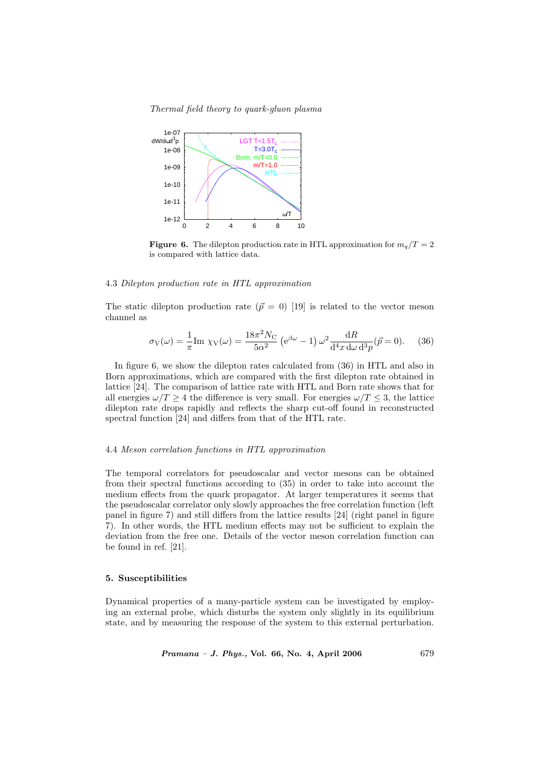**Figure 6.** The dilepton production rate in HTL approximation for $m_q/T = 2$ is compared with lattice data.

### 4.3 *Dilepton production rate in HTL approximation*

The static dilepton production rate ($\vec{p} = 0$) [19] is related to the vector meson channel as

$$\sigma_{\rm V}(\omega) = \frac{1}{\pi}{\rm Im}\ \chi_{\rm V}(\omega) = \frac{18\pi^2 N_{\rm C}}{5\alpha^2}\left({\rm e}^{\beta\omega} - 1\right)\omega^2 \frac{{\rm d}R}{{\rm d}^4x\,{\rm d}\omega\,{\rm d}^3p}(\vec{p} = 0). \quad (36)$$

In figure 6, we show the dilepton rates calculated from (36) in HTL and also in Born approximations, which are compared with the first dilepton rate obtained in lattice [24]. The comparison of lattice rate with HTL and Born rate shows that for all energies $\omega/T \geq 4$ the difference is very small. For energies $\omega/T \leq 3$, the lattice dilepton rate drops rapidly and reflects the sharp cut-off found in reconstructed spectral function [24] and differs from that of the HTL rate.

### 4.4 *Meson correlation functions in HTL approximation*

The temporal correlators for pseudoscalar and vector mesons can be obtained from their spectral functions according to (35) in order to take into account the medium effects from the quark propagator. At larger temperatures it seems that the pseudoscalar correlator only slowly approaches the free correlation function (left panel in figure 7) and still differs from the lattice results [24] (right panel in figure 7). In other words, the HTL medium effects may not be sufficient to explain the deviation from the free one. Details of the vector meson correlation function can be found in ref. [21].

## 5. Susceptibilities

Dynamical properties of a many-particle system can be investigated by employing an external probe, which disturbs the system only slightly in its equilibrium state, and by measuring the response of the system to this external perturbation.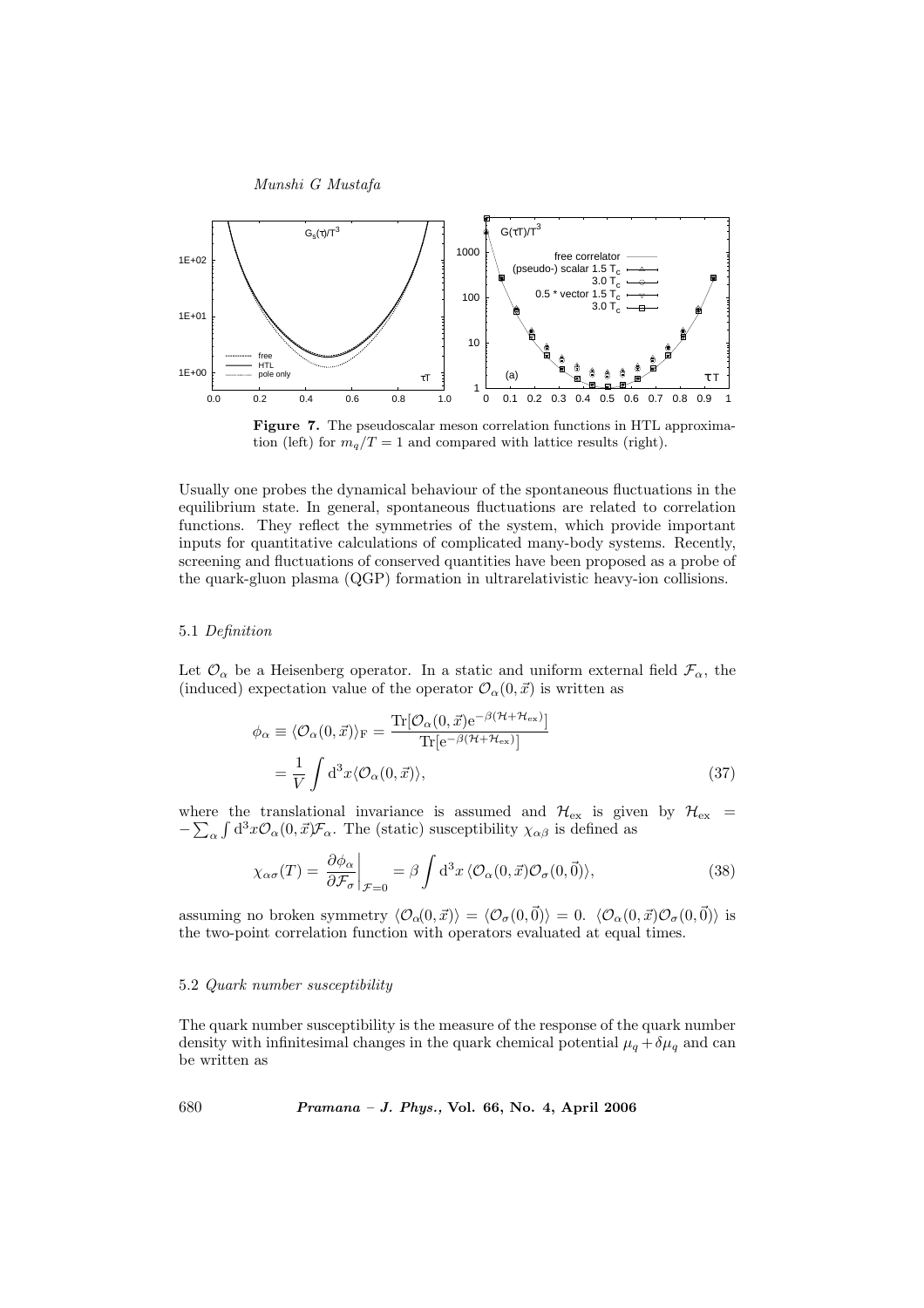**Figure 7.** The pseudoscalar meson correlation functions in HTL approximation (left) for $m_q/T = 1$ and compared with lattice results (right).

Usually one probes the dynamical behaviour of the spontaneous fluctuations in the equilibrium state. In general, spontaneous fluctuations are related to correlation functions. They reflect the symmetries of the system, which provide important inputs for quantitative calculations of complicated many-body systems. Recently, screening and fluctuations of conserved quantities have been proposed as a probe of the quark-gluon plasma (QGP) formation in ultrarelativistic heavy-ion collisions.

### 5.1 *Definition*

Let $\mathcal{O}_\alpha$ be a Heisenberg operator. In a static and uniform external field $\mathcal{F}_\alpha$, the (induced) expectation value of the operator $\mathcal{O}_\alpha(0,\vec{x})$ is written as

$$\phi_\alpha \equiv \langle \mathcal{O}_\alpha(0,\vec{x})\rangle_{\rm F} = \frac{{\rm Tr}[\mathcal{O}_\alpha(0,\vec{x}){\rm e}^{-\beta(\mathcal{H}+\mathcal{H}_{\rm ex})}]}{{\rm Tr}[{\rm e}^{-\beta(\mathcal{H}+\mathcal{H}_{\rm ex})}]} = \frac{1}{V}\int {\rm d}^3x \langle \mathcal{O}_\alpha(0,\vec{x})\rangle, \tag{37}$$

where the translational invariance is assumed and $\mathcal{H}_{\rm ex}$ is given by $\mathcal{H}_{\rm ex} = -\sum_\alpha \int {\rm d}^3x \mathcal{O}_\alpha(0,\vec{x})\mathcal{F}_\alpha$. The (static) susceptibility $\chi_{\alpha\beta}$ is defined as

$$\chi_{\alpha\sigma}(T) = \left.\frac{\partial \phi_\alpha}{\partial \mathcal{F}_\sigma}\right|_{\mathcal{F}=0} = \beta \int {\rm d}^3x \,\langle \mathcal{O}_\alpha(0,\vec{x})\mathcal{O}_\sigma(0,\vec{0})\rangle, \tag{38}$$

assuming no broken symmetry $\langle \mathcal{O}_\alpha(0,\vec{x})\rangle = \langle \mathcal{O}_\sigma(0,\vec{0})\rangle = 0$. $\langle \mathcal{O}_\alpha(0,\vec{x})\mathcal{O}_\sigma(0,\vec{0})\rangle$ is the two-point correlation function with operators evaluated at equal times.

### 5.2 *Quark number susceptibility*

The quark number susceptibility is the measure of the response of the quark number density with infinitesimal changes in the quark chemical potential $\mu_q + \delta\mu_q$ and can be written as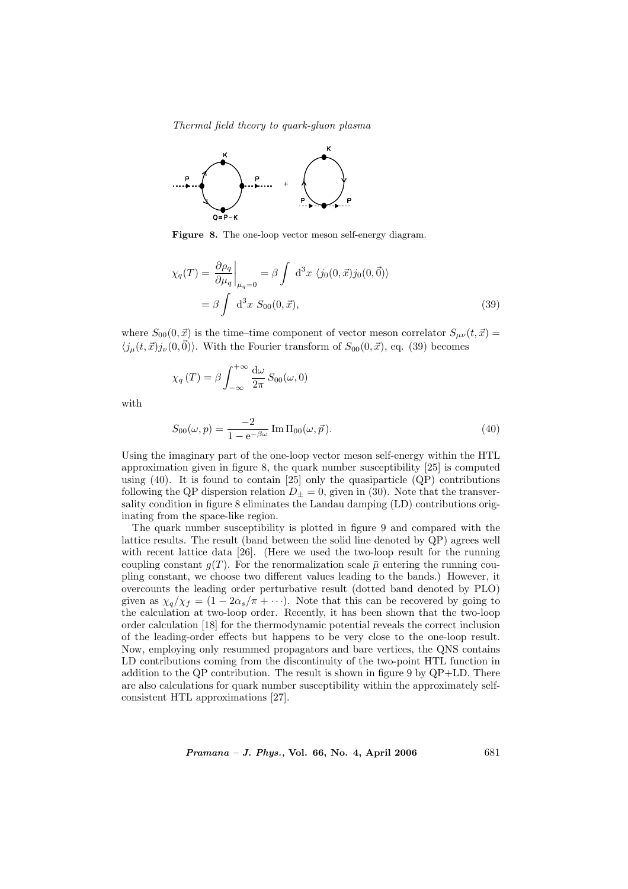**Figure 8.** The one-loop vector meson self-energy diagram.

$$\chi_q(T) = \left.\frac{\partial \rho_q}{\partial \mu_q}\right|_{\mu_q=0} = \beta \int \, \mathrm{d}^3x \, \langle j_0(0,\vec{x}) j_0(0,\vec{0})\rangle$$
$$= \beta \int \, \mathrm{d}^3x \, S_{00}(0,\vec{x}), \tag{39}$$

where $S_{00}(0,\vec{x})$ is the time–time component of vector meson correlator $S_{\mu\nu}(t,\vec{x}) = \langle j_\mu(t,\vec{x}) j_\nu(0,\vec{0})\rangle$. With the Fourier transform of $S_{00}(0,\vec{x})$, eq. (39) becomes

$$\chi_q\,(T) = \beta \int_{-\infty}^{+\infty} \frac{\mathrm{d}\omega}{2\pi}\, S_{00}(\omega, 0)$$

with

$$S_{00}(\omega, p) = \frac{-2}{1 - \mathrm{e}^{-\beta\omega}} \, \mathrm{Im}\, \Pi_{00}(\omega, \vec{p}). \tag{40}$$

Using the imaginary part of the one-loop vector meson self-energy within the HTL approximation given in figure 8, the quark number susceptibility [25] is computed using (40). It is found to contain [25] only the quasiparticle (QP) contributions following the QP dispersion relation $D_\pm = 0$, given in (30). Note that the transversality condition in figure 8 eliminates the Landau damping (LD) contributions originating from the space-like region.

The quark number susceptibility is plotted in figure 9 and compared with the lattice results. The result (band between the solid line denoted by QP) agrees well with recent lattice data [26]. (Here we used the two-loop result for the running coupling constant $g(T)$. For the renormalization scale $\bar{\mu}$ entering the running coupling constant, we choose two different values leading to the bands.) However, it overcounts the leading order perturbative result (dotted band denoted by PLO) given as $\chi_q/\chi_f = (1 - 2\alpha_s/\pi + \cdots)$. Note that this can be recovered by going to the calculation at two-loop order. Recently, it has been shown that the two-loop order calculation [18] for the thermodynamic potential reveals the correct inclusion of the leading-order effects but happens to be very close to the one-loop result. Now, employing only resummed propagators and bare vertices, the QNS contains LD contributions coming from the discontinuity of the two-point HTL function in addition to the QP contribution. The result is shown in figure 9 by QP+LD. There are also calculations for quark number susceptibility within the approximately self-consistent HTL approximations [27].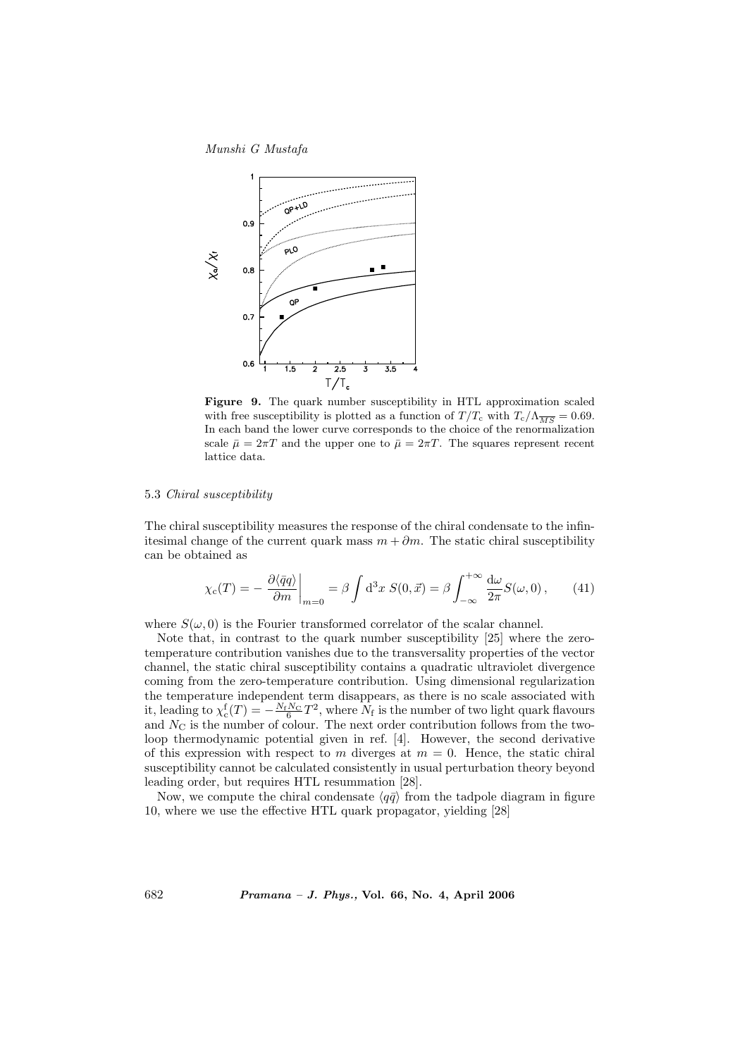**Figure 9.** The quark number susceptibility in HTL approximation scaled with free susceptibility is plotted as a function of $T/T_{\rm c}$ with $T_{\rm c}/\Lambda_{\overline{MS}} = 0.69$. In each band the lower curve corresponds to the choice of the renormalization scale $\bar{\mu} = 2\pi T$ and the upper one to $\bar{\mu} = 2\pi T$. The squares represent recent lattice data.

### 5.3 *Chiral susceptibility*

The chiral susceptibility measures the response of the chiral condensate to the infinitesimal change of the current quark mass $m + \partial m$. The static chiral susceptibility can be obtained as

$$\chi_{\rm c}(T) = -\left.\frac{\partial \langle \bar{q}q \rangle}{\partial m}\right|_{m=0} = \beta \int {\rm d}^3x\ S(0, \vec{x}) = \beta \int_{-\infty}^{+\infty} \frac{{\rm d}\omega}{2\pi} S(\omega, 0)\,, \qquad (41)$$

where $S(\omega, 0)$ is the Fourier transformed correlator of the scalar channel.

Note that, in contrast to the quark number susceptibility [25] where the zero-temperature contribution vanishes due to the transversality properties of the vector channel, the static chiral susceptibility contains a quadratic ultraviolet divergence coming from the zero-temperature contribution. Using dimensional regularization the temperature independent term disappears, as there is no scale associated with it, leading to $\chi_{\rm c}^{\rm f}(T) = -\frac{N_{\rm f} N_{\rm C}}{6} T^2$, where $N_{\rm f}$ is the number of two light quark flavours and $N_{\rm C}$ is the number of colour. The next order contribution follows from the two-loop thermodynamic potential given in ref. [4]. However, the second derivative of this expression with respect to $m$ diverges at $m = 0$. Hence, the static chiral susceptibility cannot be calculated consistently in usual perturbation theory beyond leading order, but requires HTL resummation [28].

Now, we compute the chiral condensate $\langle q\bar{q} \rangle$ from the tadpole diagram in figure 10, where we use the effective HTL quark propagator, yielding [28]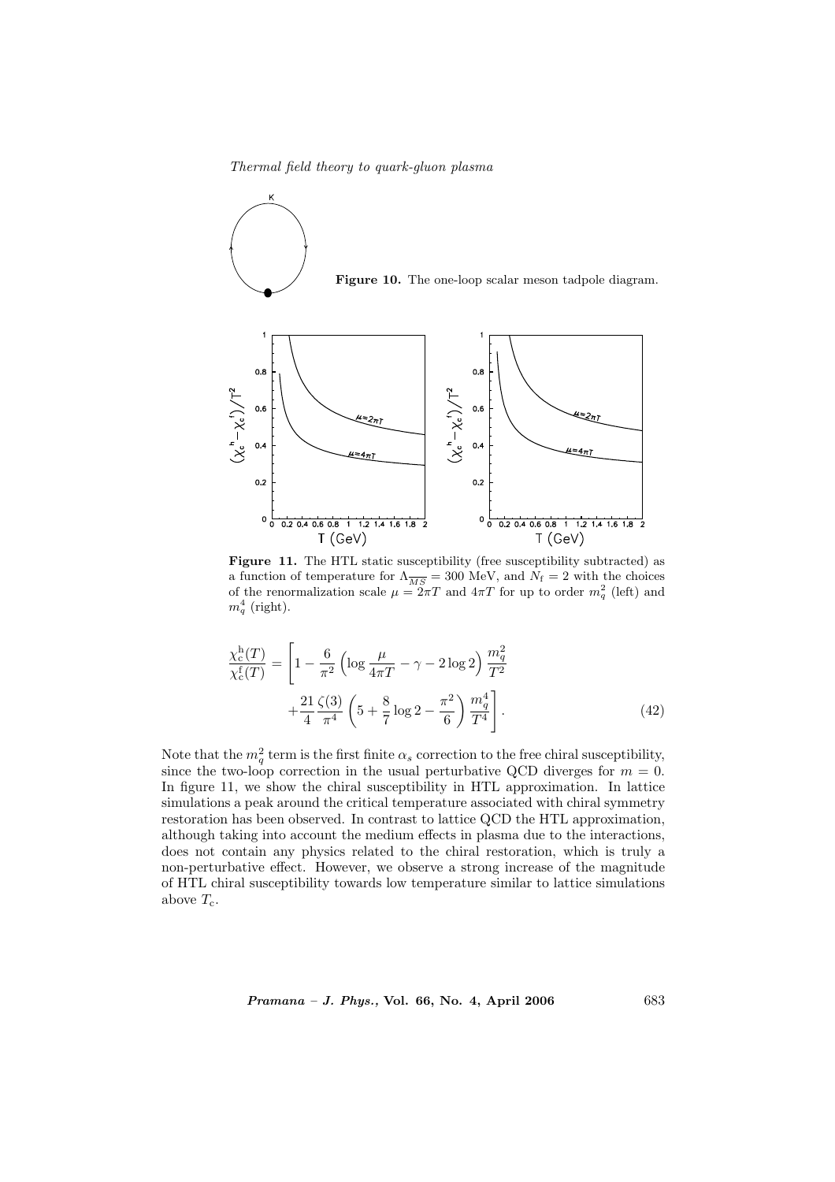**Figure 10.** The one-loop scalar meson tadpole diagram.

**Figure 11.** The HTL static susceptibility (free susceptibility subtracted) as a function of temperature for $\Lambda_{\overline{MS}} = 300$ MeV, and $N_{\rm f} = 2$ with the choices of the renormalization scale $\mu = 2\pi T$ and $4\pi T$ for up to order $m_q^2$ (left) and $m_q^4$ (right).

$$\frac{\chi_{\rm c}^{\rm h}(T)}{\chi_{\rm c}^{\rm f}(T)} = \left[1 - \frac{6}{\pi^2}\left(\log\frac{\mu}{4\pi T} - \gamma - 2\log 2\right)\frac{m_q^2}{T^2} + \frac{21}{4}\frac{\zeta(3)}{\pi^4}\left(5 + \frac{8}{7}\log 2 - \frac{\pi^2}{6}\right)\frac{m_q^4}{T^4}\right]. \tag{42}$$

Note that the $m_q^2$ term is the first finite $\alpha_s$ correction to the free chiral susceptibility, since the two-loop correction in the usual perturbative QCD diverges for $m = 0$. In figure 11, we show the chiral susceptibility in HTL approximation. In lattice simulations a peak around the critical temperature associated with chiral symmetry restoration has been observed. In contrast to lattice QCD the HTL approximation, although taking into account the medium effects in plasma due to the interactions, does not contain any physics related to the chiral restoration, which is truly a non-perturbative effect. However, we observe a strong increase of the magnitude of HTL chiral susceptibility towards low temperature similar to lattice simulations above $T_{\rm c}$.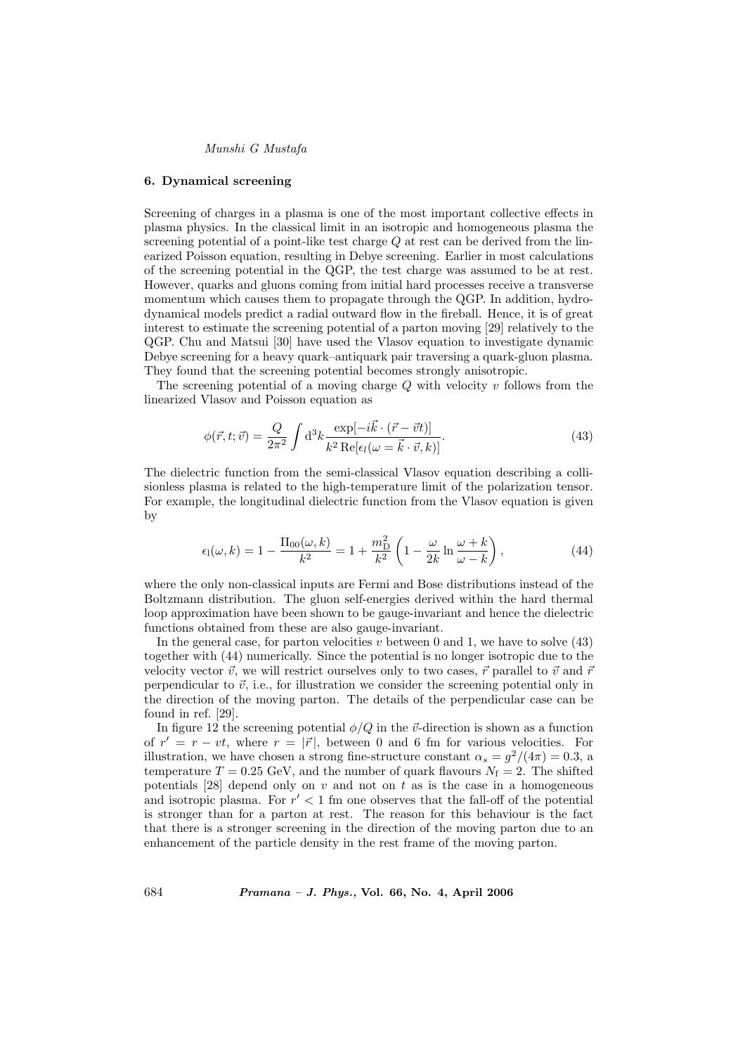### 6. Dynamical screening

Screening of charges in a plasma is one of the most important collective effects in plasma physics. In the classical limit in an isotropic and homogeneous plasma the screening potential of a point-like test charge $Q$ at rest can be derived from the linearized Poisson equation, resulting in Debye screening. Earlier in most calculations of the screening potential in the QGP, the test charge was assumed to be at rest. However, quarks and gluons coming from initial hard processes receive a transverse momentum which causes them to propagate through the QGP. In addition, hydrodynamical models predict a radial outward flow in the fireball. Hence, it is of great interest to estimate the screening potential of a parton moving [29] relatively to the QGP. Chu and Matsui [30] have used the Vlasov equation to investigate dynamic Debye screening for a heavy quark–antiquark pair traversing a quark-gluon plasma. They found that the screening potential becomes strongly anisotropic.

The screening potential of a moving charge $Q$ with velocity $v$ follows from the linearized Vlasov and Poisson equation as

$$\phi(\vec{r}, t; \vec{v}) = \frac{Q}{2\pi^2} \int \mathrm{d}^3k \frac{\exp[-i\vec{k} \cdot (\vec{r} - \vec{v}t)]}{k^2 \operatorname{Re}[\epsilon_l(\omega = \vec{k} \cdot \vec{v}, k)]}. \tag{43}$$

The dielectric function from the semi-classical Vlasov equation describing a collisionless plasma is related to the high-temperature limit of the polarization tensor. For example, the longitudinal dielectric function from the Vlasov equation is given by

$$\epsilon_l(\omega, k) = 1 - \frac{\Pi_{00}(\omega, k)}{k^2} = 1 + \frac{m_{\mathrm{D}}^2}{k^2}\left(1 - \frac{\omega}{2k} \ln \frac{\omega + k}{\omega - k}\right), \tag{44}$$

where the only non-classical inputs are Fermi and Bose distributions instead of the Boltzmann distribution. The gluon self-energies derived within the hard thermal loop approximation have been shown to be gauge-invariant and hence the dielectric functions obtained from these are also gauge-invariant.

In the general case, for parton velocities $v$ between 0 and 1, we have to solve (43) together with (44) numerically. Since the potential is no longer isotropic due to the velocity vector $\vec{v}$, we will restrict ourselves only to two cases, $\vec{r}$ parallel to $\vec{v}$ and $\vec{r}$ perpendicular to $\vec{v}$, i.e., for illustration we consider the screening potential only in the direction of the moving parton. The details of the perpendicular case can be found in ref. [29].

In figure 12 the screening potential $\phi/Q$ in the $\vec{v}$-direction is shown as a function of $r' = r - vt$, where $r = |\vec{r}|$, between 0 and 6 fm for various velocities. For illustration, we have chosen a strong fine-structure constant $\alpha_s = g^2/(4\pi) = 0.3$, a temperature $T = 0.25$ GeV, and the number of quark flavours $N_{\mathrm{f}} = 2$. The shifted potentials [28] depend only on $v$ and not on $t$ as is the case in a homogeneous and isotropic plasma. For $r' < 1$ fm one observes that the fall-off of the potential is stronger than for a parton at rest. The reason for this behaviour is the fact that there is a stronger screening in the direction of the moving parton due to an enhancement of the particle density in the rest frame of the moving parton.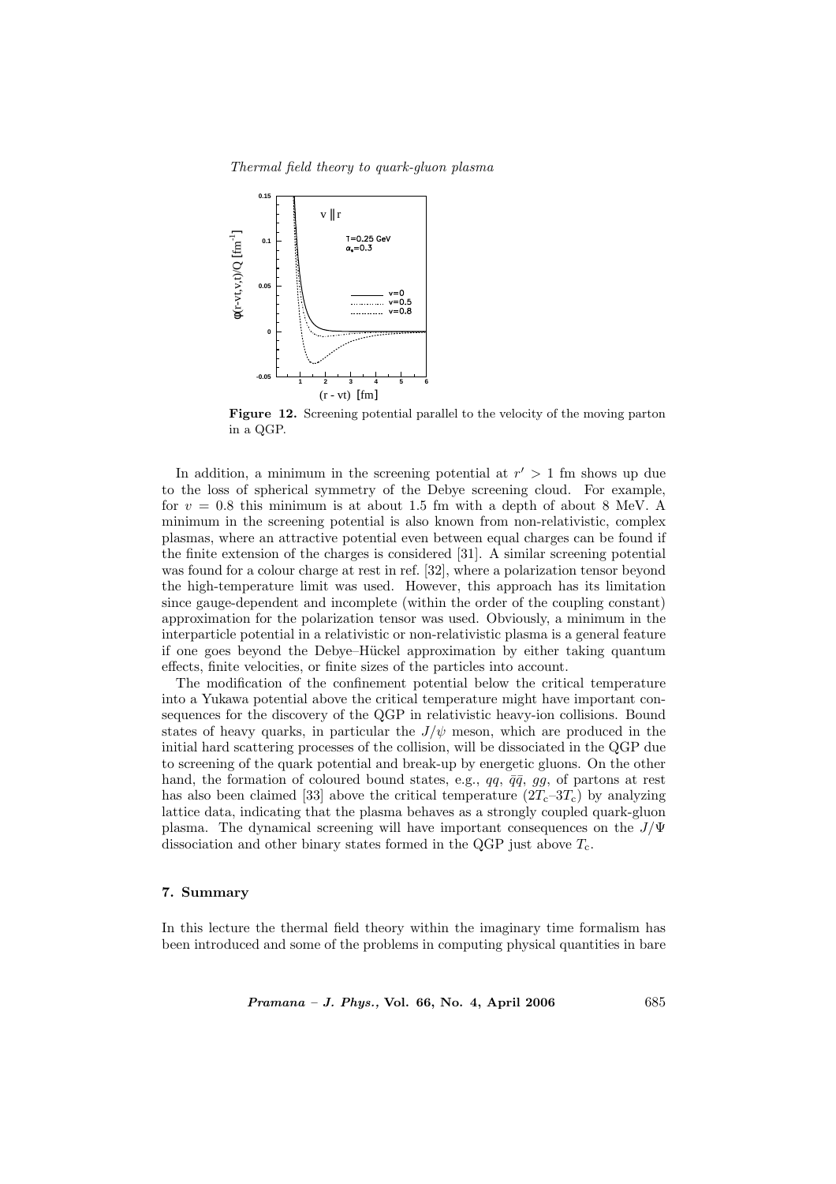**Figure 12.** Screening potential parallel to the velocity of the moving parton in a QGP.

In addition, a minimum in the screening potential at $r' > 1$ fm shows up due to the loss of spherical symmetry of the Debye screening cloud. For example, for $v = 0.8$ this minimum is at about 1.5 fm with a depth of about 8 MeV. A minimum in the screening potential is also known from non-relativistic, complex plasmas, where an attractive potential even between equal charges can be found if the finite extension of the charges is considered [31]. A similar screening potential was found for a colour charge at rest in ref. [32], where a polarization tensor beyond the high-temperature limit was used. However, this approach has its limitation since gauge-dependent and incomplete (within the order of the coupling constant) approximation for the polarization tensor was used. Obviously, a minimum in the interparticle potential in a relativistic or non-relativistic plasma is a general feature if one goes beyond the Debye–Hückel approximation by either taking quantum effects, finite velocities, or finite sizes of the particles into account.

The modification of the confinement potential below the critical temperature into a Yukawa potential above the critical temperature might have important consequences for the discovery of the QGP in relativistic heavy-ion collisions. Bound states of heavy quarks, in particular the $J/\psi$ meson, which are produced in the initial hard scattering processes of the collision, will be dissociated in the QGP due to screening of the quark potential and break-up by energetic gluons. On the other hand, the formation of coloured bound states, e.g., $qq$, $\bar{q}\bar{q}$, $gg$, of partons at rest has also been claimed [33] above the critical temperature ($2T_c$–$3T_c$) by analyzing lattice data, indicating that the plasma behaves as a strongly coupled quark-gluon plasma. The dynamical screening will have important consequences on the $J/\Psi$ dissociation and other binary states formed in the QGP just above $T_c$.

## 7. Summary

In this lecture the thermal field theory within the imaginary time formalism has been introduced and some of the problems in computing physical quantities in bare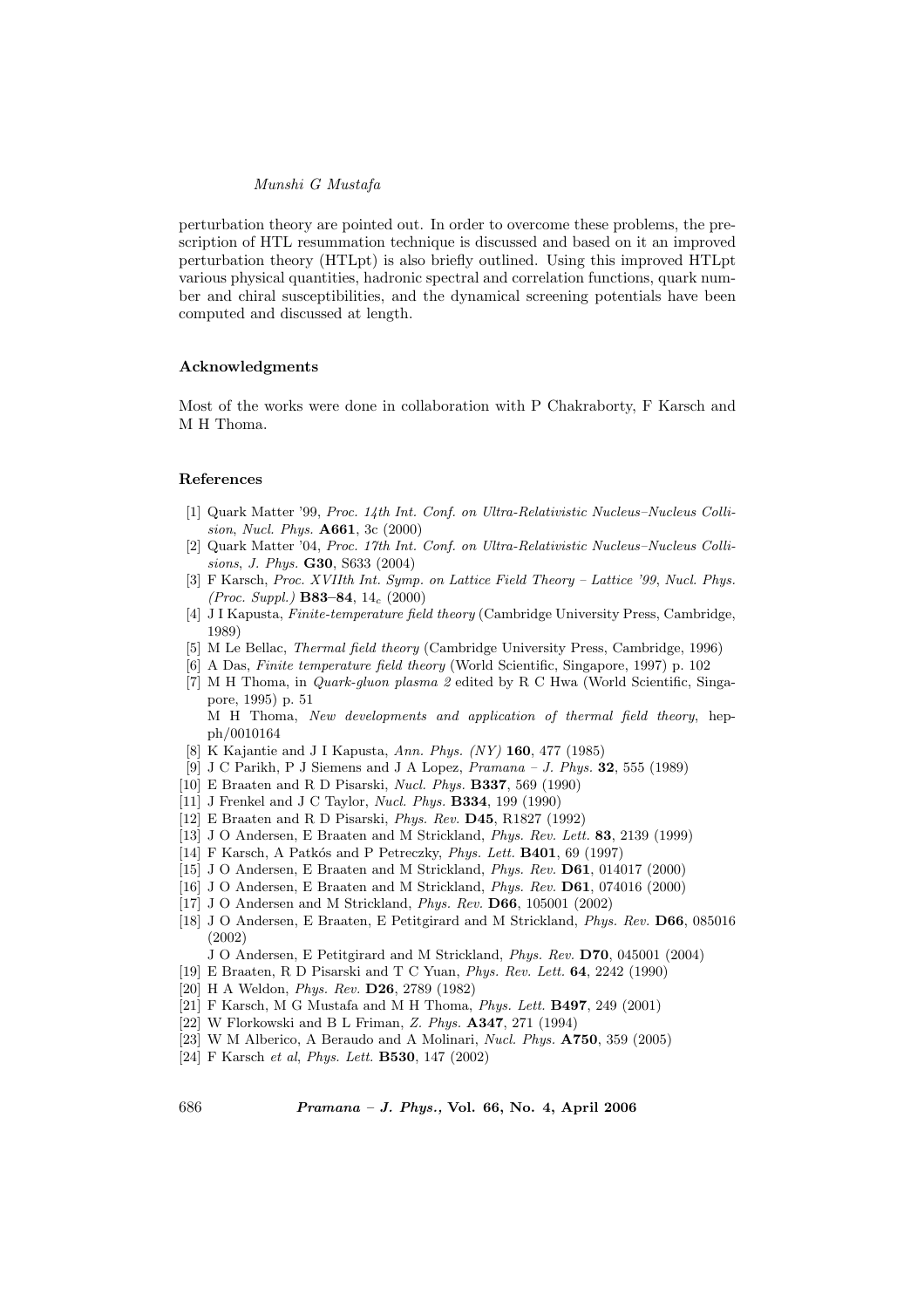perturbation theory are pointed out. In order to overcome these problems, the prescription of HTL resummation technique is discussed and based on it an improved perturbation theory (HTLpt) is also briefly outlined. Using this improved HTLpt various physical quantities, hadronic spectral and correlation functions, quark number and chiral susceptibilities, and the dynamical screening potentials have been computed and discussed at length.

### Acknowledgments

Most of the works were done in collaboration with P Chakraborty, F Karsch and M H Thoma.

### References

[1] Quark Matter '99, *Proc. 14th Int. Conf. on Ultra-Relativistic Nucleus–Nucleus Collision*, *Nucl. Phys.* **A661**, 3c (2000)

[2] Quark Matter '04, *Proc. 17th Int. Conf. on Ultra-Relativistic Nucleus–Nucleus Collisions*, *J. Phys.* **G30**, S633 (2004)

[3] F Karsch, *Proc. XVIIth Int. Symp. on Lattice Field Theory – Lattice '99*, *Nucl. Phys. (Proc. Suppl.)* **B83–84**, $14_c$ (2000)

[4] J I Kapusta, *Finite-temperature field theory* (Cambridge University Press, Cambridge, 1989)

[5] M Le Bellac, *Thermal field theory* (Cambridge University Press, Cambridge, 1996)

[6] A Das, *Finite temperature field theory* (World Scientific, Singapore, 1997) p. 102

[7] M H Thoma, in *Quark-gluon plasma 2* edited by R C Hwa (World Scientific, Singapore, 1995) p. 51
M H Thoma, *New developments and application of thermal field theory*, hep-ph/0010164

[8] K Kajantie and J I Kapusta, *Ann. Phys. (NY)* **160**, 477 (1985)

[9] J C Parikh, P J Siemens and J A Lopez, *Pramana – J. Phys.* **32**, 555 (1989)

[10] E Braaten and R D Pisarski, *Nucl. Phys.* **B337**, 569 (1990)

[11] J Frenkel and J C Taylor, *Nucl. Phys.* **B334**, 199 (1990)

[12] E Braaten and R D Pisarski, *Phys. Rev.* **D45**, R1827 (1992)

[13] J O Andersen, E Braaten and M Strickland, *Phys. Rev. Lett.* **83**, 2139 (1999)

[14] F Karsch, A Patkós and P Petreczky, *Phys. Lett.* **B401**, 69 (1997)

[15] J O Andersen, E Braaten and M Strickland, *Phys. Rev.* **D61**, 014017 (2000)

[16] J O Andersen, E Braaten and M Strickland, *Phys. Rev.* **D61**, 074016 (2000)

[17] J O Andersen and M Strickland, *Phys. Rev.* **D66**, 105001 (2002)

[18] J O Andersen, E Braaten, E Petitgirard and M Strickland, *Phys. Rev.* **D66**, 085016 (2002)
J O Andersen, E Petitgirard and M Strickland, *Phys. Rev.* **D70**, 045001 (2004)

[19] E Braaten, R D Pisarski and T C Yuan, *Phys. Rev. Lett.* **64**, 2242 (1990)

[20] H A Weldon, *Phys. Rev.* **D26**, 2789 (1982)

[21] F Karsch, M G Mustafa and M H Thoma, *Phys. Lett.* **B497**, 249 (2001)

[22] W Florkowski and B L Friman, *Z. Phys.* **A347**, 271 (1994)

[23] W M Alberico, A Beraudo and A Molinari, *Nucl. Phys.* **A750**, 359 (2005)

[24] F Karsch *et al*, *Phys. Lett.* **B530**, 147 (2002)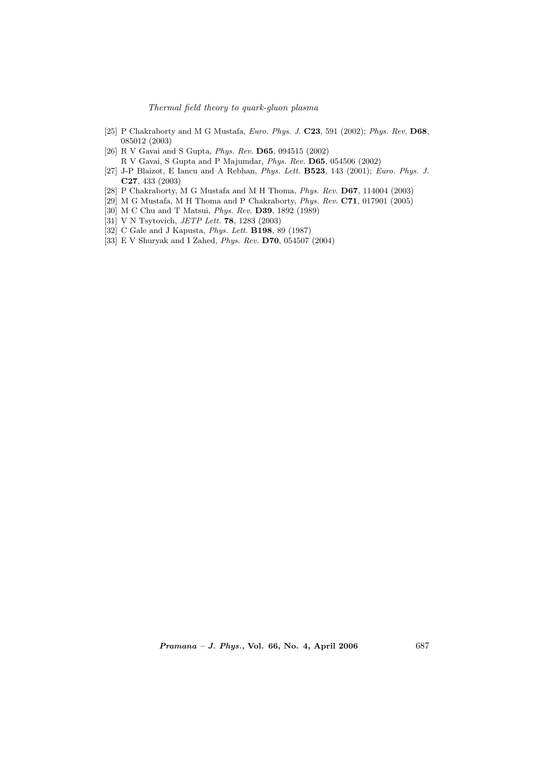[25] P Chakraborty and M G Mustafa, *Euro. Phys. J.* **C23**, 591 (2002); *Phys. Rev.* **D68**, 085012 (2003)

[26] R V Gavai and S Gupta, *Phys. Rev.* **D65**, 094515 (2002)
R V Gavai, S Gupta and P Majumdar, *Phys. Rev.* **D65**, 054506 (2002)

[27] J-P Blaizot, E Iancu and A Rebhan, *Phys. Lett.* **B523**, 143 (2001); *Euro. Phys. J.* **C27**, 433 (2003)

[28] P Chakraborty, M G Mustafa and M H Thoma, *Phys. Rev.* **D67**, 114004 (2003)

[29] M G Mustafa, M H Thoma and P Chakraborty, *Phys. Rev.* **C71**, 017901 (2005)

[30] M C Chu and T Matsui, *Phys. Rev.* **D39**, 1892 (1989)

[31] V N Tsytovich, *JETP Lett.* **78**, 1283 (2003)

[32] C Gale and J Kapusta, *Phys. Lett.* **B198**, 89 (1987)

[33] E V Shuryak and I Zahed, *Phys. Rev.* **D70**, 054507 (2004)